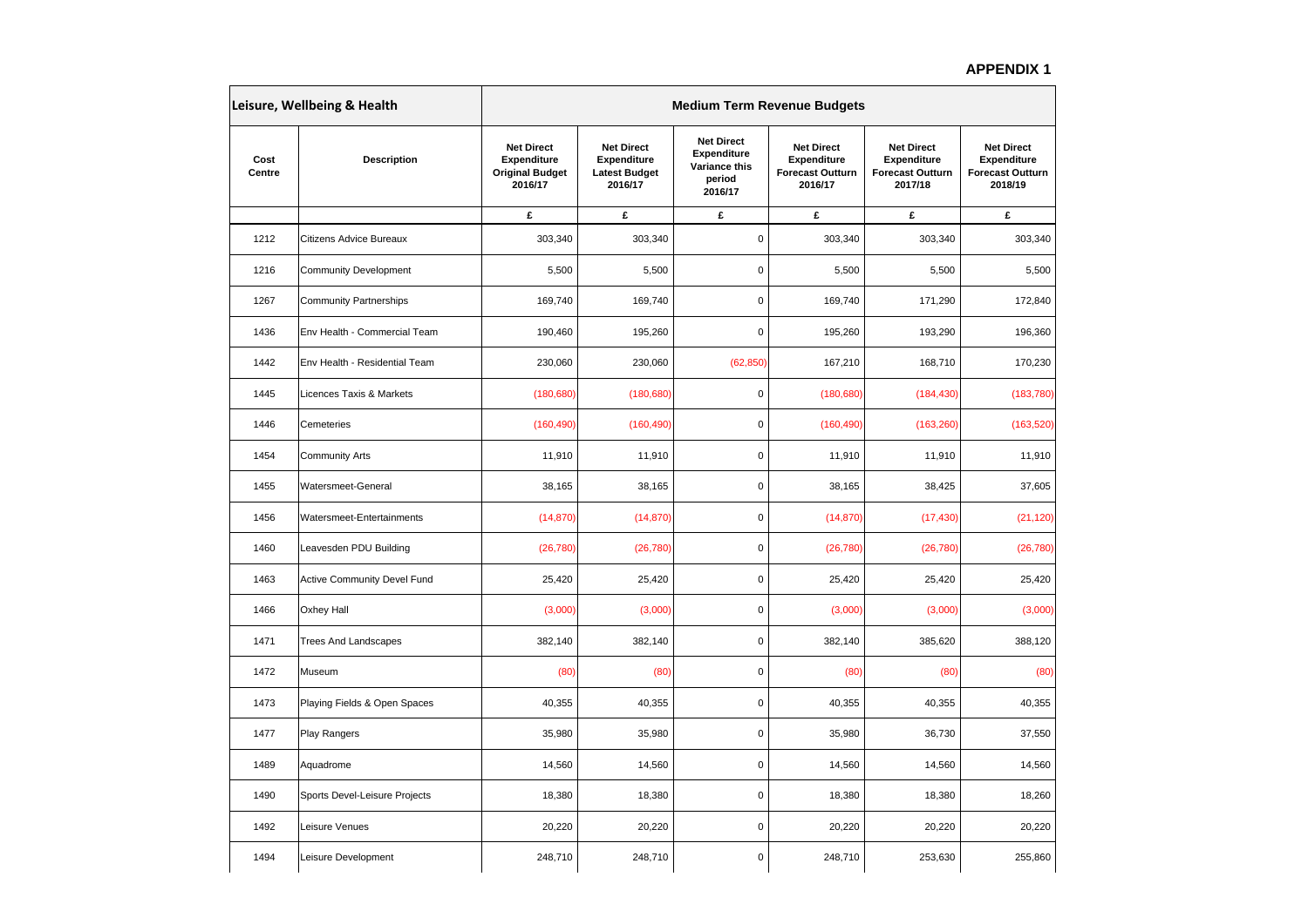**APPENDIX 1**

| Leisure, Wellbeing & Health | | Medium Term Revenue Budgets | | | | | |
|---|---|---|---|---|---|---|---|
| Cost Centre | Description | Net Direct Expenditure Original Budget 2016/17 | Net Direct Expenditure Latest Budget 2016/17 | Net Direct Expenditure Variance this period 2016/17 | Net Direct Expenditure Forecast Outturn 2016/17 | Net Direct Expenditure Forecast Outturn 2017/18 | Net Direct Expenditure Forecast Outturn 2018/19 |
| | | £ | £ | £ | £ | £ | £ |
| 1212 | Citizens Advice Bureaux | 303,340 | 303,340 | 0 | 303,340 | 303,340 | 303,340 |
| 1216 | Community Development | 5,500 | 5,500 | 0 | 5,500 | 5,500 | 5,500 |
| 1267 | Community Partnerships | 169,740 | 169,740 | 0 | 169,740 | 171,290 | 172,840 |
| 1436 | Env Health - Commercial Team | 190,460 | 195,260 | 0 | 195,260 | 193,290 | 196,360 |
| 1442 | Env Health - Residential Team | 230,060 | 230,060 | (62,850) | 167,210 | 168,710 | 170,230 |
| 1445 | Licences Taxis & Markets | (180,680) | (180,680) | 0 | (180,680) | (184,430) | (183,780) |
| 1446 | Cemeteries | (160,490) | (160,490) | 0 | (160,490) | (163,260) | (163,520) |
| 1454 | Community Arts | 11,910 | 11,910 | 0 | 11,910 | 11,910 | 11,910 |
| 1455 | Watersmeet-General | 38,165 | 38,165 | 0 | 38,165 | 38,425 | 37,605 |
| 1456 | Watersmeet-Entertainments | (14,870) | (14,870) | 0 | (14,870) | (17,430) | (21,120) |
| 1460 | Leavesden PDU Building | (26,780) | (26,780) | 0 | (26,780) | (26,780) | (26,780) |
| 1463 | Active Community Devel Fund | 25,420 | 25,420 | 0 | 25,420 | 25,420 | 25,420 |
| 1466 | Oxhey Hall | (3,000) | (3,000) | 0 | (3,000) | (3,000) | (3,000) |
| 1471 | Trees And Landscapes | 382,140 | 382,140 | 0 | 382,140 | 385,620 | 388,120 |
| 1472 | Museum | (80) | (80) | 0 | (80) | (80) | (80) |
| 1473 | Playing Fields & Open Spaces | 40,355 | 40,355 | 0 | 40,355 | 40,355 | 40,355 |
| 1477 | Play Rangers | 35,980 | 35,980 | 0 | 35,980 | 36,730 | 37,550 |
| 1489 | Aquadrome | 14,560 | 14,560 | 0 | 14,560 | 14,560 | 14,560 |
| 1490 | Sports Devel-Leisure Projects | 18,380 | 18,380 | 0 | 18,380 | 18,380 | 18,260 |
| 1492 | Leisure Venues | 20,220 | 20,220 | 0 | 20,220 | 20,220 | 20,220 |
| 1494 | Leisure Development | 248,710 | 248,710 | 0 | 248,710 | 253,630 | 255,860 |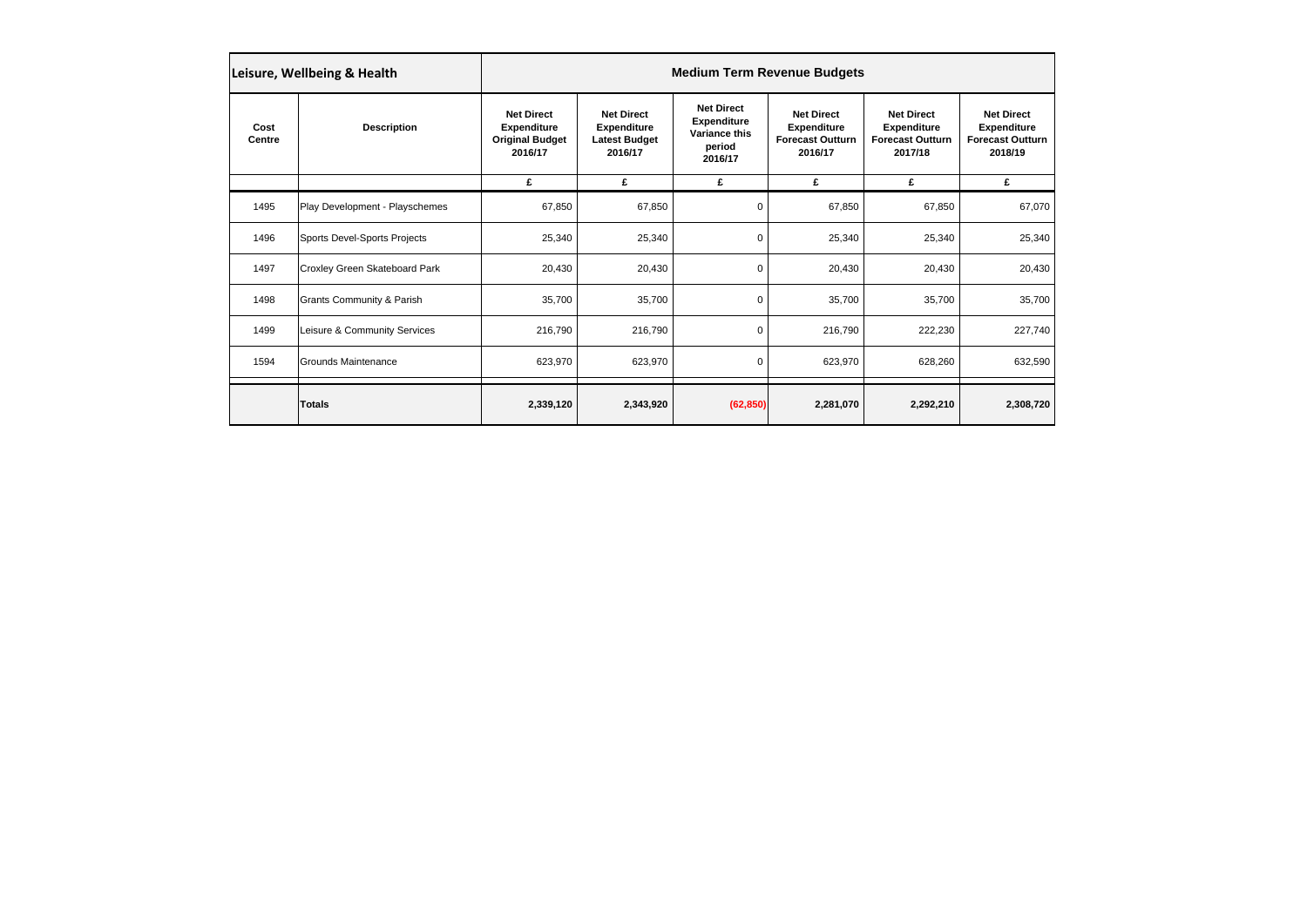| Leisure, Wellbeing & Health | | Medium Term Revenue Budgets | | | | | |
|---|---|---|---|---|---|---|---|
| Cost Centre | Description | Net Direct Expenditure Original Budget 2016/17 | Net Direct Expenditure Latest Budget 2016/17 | Net Direct Expenditure Variance this period 2016/17 | Net Direct Expenditure Forecast Outturn 2016/17 | Net Direct Expenditure Forecast Outturn 2017/18 | Net Direct Expenditure Forecast Outturn 2018/19 |
| | | £ | £ | £ | £ | £ | £ |
| 1495 | Play Development - Playschemes | 67,850 | 67,850 | 0 | 67,850 | 67,850 | 67,070 |
| 1496 | Sports Devel-Sports Projects | 25,340 | 25,340 | 0 | 25,340 | 25,340 | 25,340 |
| 1497 | Croxley Green Skateboard Park | 20,430 | 20,430 | 0 | 20,430 | 20,430 | 20,430 |
| 1498 | Grants Community & Parish | 35,700 | 35,700 | 0 | 35,700 | 35,700 | 35,700 |
| 1499 | Leisure & Community Services | 216,790 | 216,790 | 0 | 216,790 | 222,230 | 227,740 |
| 1594 | Grounds Maintenance | 623,970 | 623,970 | 0 | 623,970 | 628,260 | 632,590 |
| | **Totals** | **2,339,120** | **2,343,920** | **(62,850)** | **2,281,070** | **2,292,210** | **2,308,720** |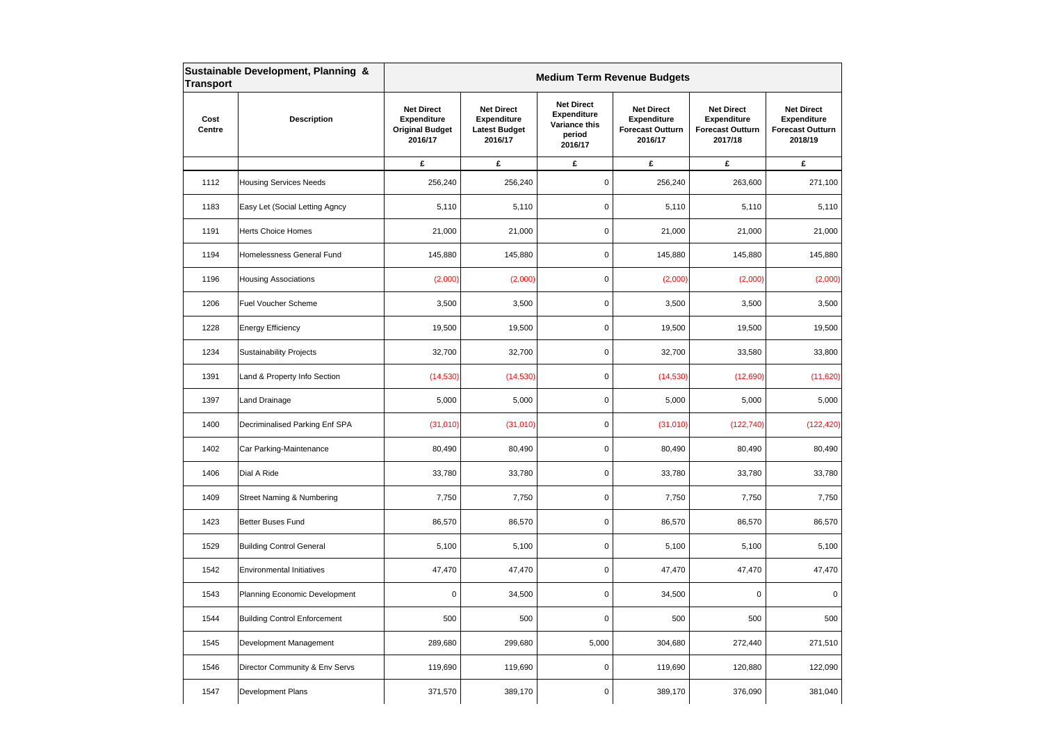| Sustainable Development, Planning & Transport | | Medium Term Revenue Budgets | | | | | |
|---|---|---|---|---|---|---|---|
| Cost Centre | Description | Net Direct Expenditure Original Budget 2016/17 | Net Direct Expenditure Latest Budget 2016/17 | Net Direct Expenditure Variance this period 2016/17 | Net Direct Expenditure Forecast Outturn 2016/17 | Net Direct Expenditure Forecast Outturn 2017/18 | Net Direct Expenditure Forecast Outturn 2018/19 |
| | | £ | £ | £ | £ | £ | £ |
| 1112 | Housing Services Needs | 256,240 | 256,240 | 0 | 256,240 | 263,600 | 271,100 |
| 1183 | Easy Let (Social Letting Agncy | 5,110 | 5,110 | 0 | 5,110 | 5,110 | 5,110 |
| 1191 | Herts Choice Homes | 21,000 | 21,000 | 0 | 21,000 | 21,000 | 21,000 |
| 1194 | Homelessness General Fund | 145,880 | 145,880 | 0 | 145,880 | 145,880 | 145,880 |
| 1196 | Housing Associations | (2,000) | (2,000) | 0 | (2,000) | (2,000) | (2,000) |
| 1206 | Fuel Voucher Scheme | 3,500 | 3,500 | 0 | 3,500 | 3,500 | 3,500 |
| 1228 | Energy Efficiency | 19,500 | 19,500 | 0 | 19,500 | 19,500 | 19,500 |
| 1234 | Sustainability Projects | 32,700 | 32,700 | 0 | 32,700 | 33,580 | 33,800 |
| 1391 | Land & Property Info Section | (14,530) | (14,530) | 0 | (14,530) | (12,690) | (11,620) |
| 1397 | Land Drainage | 5,000 | 5,000 | 0 | 5,000 | 5,000 | 5,000 |
| 1400 | Decriminalised Parking Enf SPA | (31,010) | (31,010) | 0 | (31,010) | (122,740) | (122,420) |
| 1402 | Car Parking-Maintenance | 80,490 | 80,490 | 0 | 80,490 | 80,490 | 80,490 |
| 1406 | Dial A Ride | 33,780 | 33,780 | 0 | 33,780 | 33,780 | 33,780 |
| 1409 | Street Naming & Numbering | 7,750 | 7,750 | 0 | 7,750 | 7,750 | 7,750 |
| 1423 | Better Buses Fund | 86,570 | 86,570 | 0 | 86,570 | 86,570 | 86,570 |
| 1529 | Building Control General | 5,100 | 5,100 | 0 | 5,100 | 5,100 | 5,100 |
| 1542 | Environmental Initiatives | 47,470 | 47,470 | 0 | 47,470 | 47,470 | 47,470 |
| 1543 | Planning Economic Development | 0 | 34,500 | 0 | 34,500 | 0 | 0 |
| 1544 | Building Control Enforcement | 500 | 500 | 0 | 500 | 500 | 500 |
| 1545 | Development Management | 289,680 | 299,680 | 5,000 | 304,680 | 272,440 | 271,510 |
| 1546 | Director Community & Env Servs | 119,690 | 119,690 | 0 | 119,690 | 120,880 | 122,090 |
| 1547 | Development Plans | 371,570 | 389,170 | 0 | 389,170 | 376,090 | 381,040 |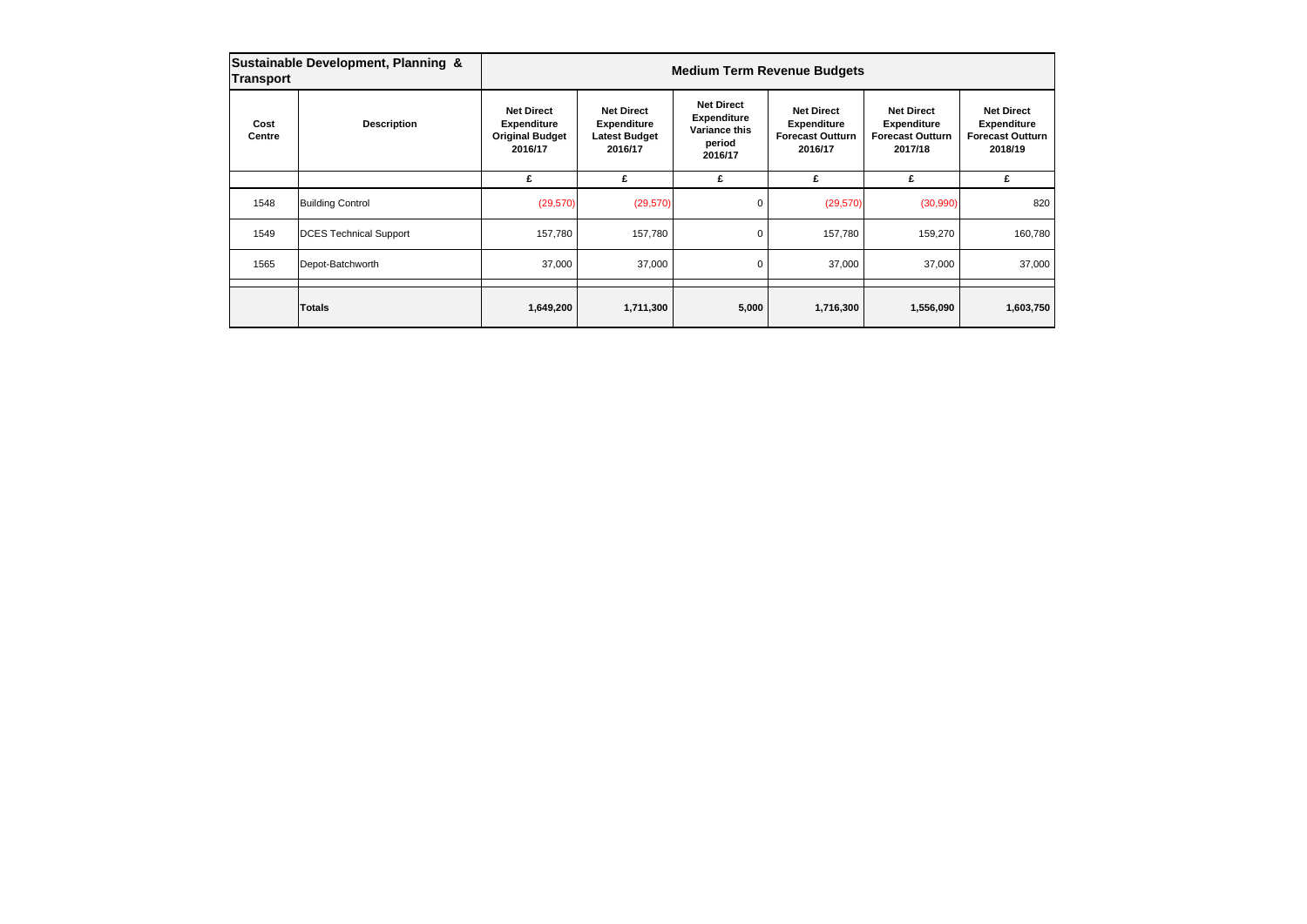| Sustainable Development, Planning & Transport | | Medium Term Revenue Budgets | | | | | |
|---|---|---|---|---|---|---|---|
| **Cost Centre** | **Description** | **Net Direct Expenditure Original Budget 2016/17** | **Net Direct Expenditure Latest Budget 2016/17** | **Net Direct Expenditure Variance this period 2016/17** | **Net Direct Expenditure Forecast Outturn 2016/17** | **Net Direct Expenditure Forecast Outturn 2017/18** | **Net Direct Expenditure Forecast Outturn 2018/19** |
| | | £ | £ | £ | £ | £ | £ |
| 1548 | Building Control | (29,570) | (29,570) | 0 | (29,570) | (30,990) | 820 |
| 1549 | DCES Technical Support | 157,780 | 157,780 | 0 | 157,780 | 159,270 | 160,780 |
| 1565 | Depot-Batchworth | 37,000 | 37,000 | 0 | 37,000 | 37,000 | 37,000 |
| | **Totals** | **1,649,200** | **1,711,300** | **5,000** | **1,716,300** | **1,556,090** | **1,603,750** |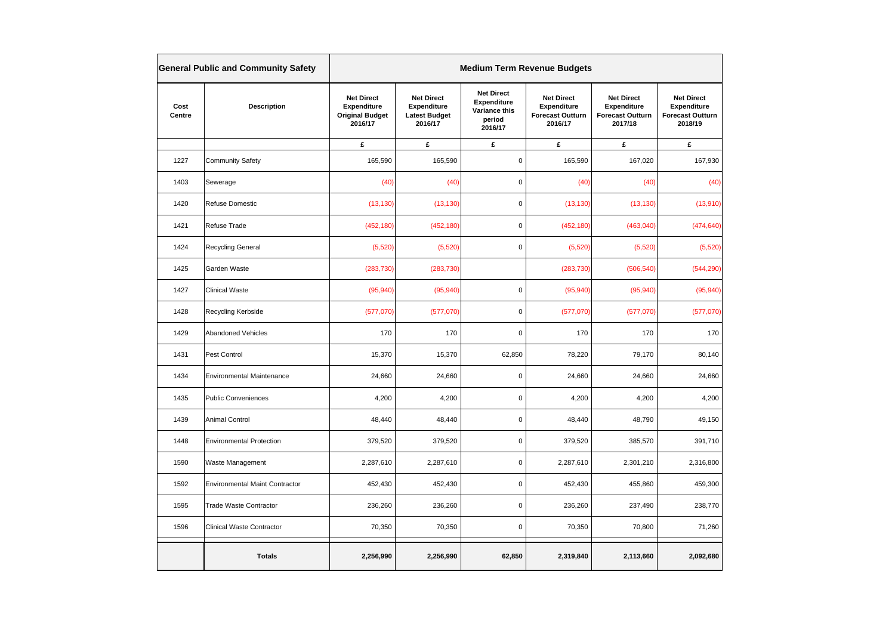| General Public and Community Safety | | Medium Term Revenue Budgets | | | | | |
|---|---|---|---|---|---|---|---|
| Cost Centre | Description | Net Direct Expenditure Original Budget 2016/17 | Net Direct Expenditure Latest Budget 2016/17 | Net Direct Expenditure Variance this period 2016/17 | Net Direct Expenditure Forecast Outturn 2016/17 | Net Direct Expenditure Forecast Outturn 2017/18 | Net Direct Expenditure Forecast Outturn 2018/19 |
| | | £ | £ | £ | £ | £ | £ |
| 1227 | Community Safety | 165,590 | 165,590 | 0 | 165,590 | 167,020 | 167,930 |
| 1403 | Sewerage | (40) | (40) | 0 | (40) | (40) | (40) |
| 1420 | Refuse Domestic | (13,130) | (13,130) | 0 | (13,130) | (13,130) | (13,910) |
| 1421 | Refuse Trade | (452,180) | (452,180) | 0 | (452,180) | (463,040) | (474,640) |
| 1424 | Recycling General | (5,520) | (5,520) | 0 | (5,520) | (5,520) | (5,520) |
| 1425 | Garden Waste | (283,730) | (283,730) | | (283,730) | (506,540) | (544,290) |
| 1427 | Clinical Waste | (95,940) | (95,940) | 0 | (95,940) | (95,940) | (95,940) |
| 1428 | Recycling Kerbside | (577,070) | (577,070) | 0 | (577,070) | (577,070) | (577,070) |
| 1429 | Abandoned Vehicles | 170 | 170 | 0 | 170 | 170 | 170 |
| 1431 | Pest Control | 15,370 | 15,370 | 62,850 | 78,220 | 79,170 | 80,140 |
| 1434 | Environmental Maintenance | 24,660 | 24,660 | 0 | 24,660 | 24,660 | 24,660 |
| 1435 | Public Conveniences | 4,200 | 4,200 | 0 | 4,200 | 4,200 | 4,200 |
| 1439 | Animal Control | 48,440 | 48,440 | 0 | 48,440 | 48,790 | 49,150 |
| 1448 | Environmental Protection | 379,520 | 379,520 | 0 | 379,520 | 385,570 | 391,710 |
| 1590 | Waste Management | 2,287,610 | 2,287,610 | 0 | 2,287,610 | 2,301,210 | 2,316,800 |
| 1592 | Environmental Maint Contractor | 452,430 | 452,430 | 0 | 452,430 | 455,860 | 459,300 |
| 1595 | Trade Waste Contractor | 236,260 | 236,260 | 0 | 236,260 | 237,490 | 238,770 |
| 1596 | Clinical Waste Contractor | 70,350 | 70,350 | 0 | 70,350 | 70,800 | 71,260 |
| | **Totals** | **2,256,990** | **2,256,990** | **62,850** | **2,319,840** | **2,113,660** | **2,092,680** |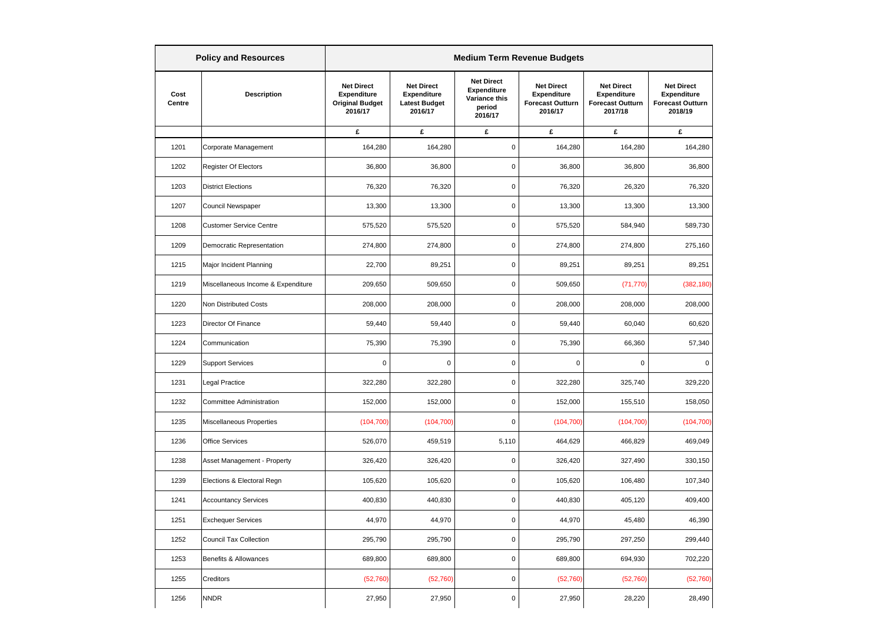| Policy and Resources | | Medium Term Revenue Budgets | | | | | |
|---|---|---|---|---|---|---|---|
| Cost Centre | Description | Net Direct Expenditure Original Budget 2016/17 | Net Direct Expenditure Latest Budget 2016/17 | Net Direct Expenditure Variance this period 2016/17 | Net Direct Expenditure Forecast Outturn 2016/17 | Net Direct Expenditure Forecast Outturn 2017/18 | Net Direct Expenditure Forecast Outturn 2018/19 |
| | | £ | £ | £ | £ | £ | £ |
| 1201 | Corporate Management | 164,280 | 164,280 | 0 | 164,280 | 164,280 | 164,280 |
| 1202 | Register Of Electors | 36,800 | 36,800 | 0 | 36,800 | 36,800 | 36,800 |
| 1203 | District Elections | 76,320 | 76,320 | 0 | 76,320 | 26,320 | 76,320 |
| 1207 | Council Newspaper | 13,300 | 13,300 | 0 | 13,300 | 13,300 | 13,300 |
| 1208 | Customer Service Centre | 575,520 | 575,520 | 0 | 575,520 | 584,940 | 589,730 |
| 1209 | Democratic Representation | 274,800 | 274,800 | 0 | 274,800 | 274,800 | 275,160 |
| 1215 | Major Incident Planning | 22,700 | 89,251 | 0 | 89,251 | 89,251 | 89,251 |
| 1219 | Miscellaneous Income & Expenditure | 209,650 | 509,650 | 0 | 509,650 | (71,770) | (382,180) |
| 1220 | Non Distributed Costs | 208,000 | 208,000 | 0 | 208,000 | 208,000 | 208,000 |
| 1223 | Director Of Finance | 59,440 | 59,440 | 0 | 59,440 | 60,040 | 60,620 |
| 1224 | Communication | 75,390 | 75,390 | 0 | 75,390 | 66,360 | 57,340 |
| 1229 | Support Services | 0 | 0 | 0 | 0 | 0 | 0 |
| 1231 | Legal Practice | 322,280 | 322,280 | 0 | 322,280 | 325,740 | 329,220 |
| 1232 | Committee Administration | 152,000 | 152,000 | 0 | 152,000 | 155,510 | 158,050 |
| 1235 | Miscellaneous Properties | (104,700) | (104,700) | 0 | (104,700) | (104,700) | (104,700) |
| 1236 | Office Services | 526,070 | 459,519 | 5,110 | 464,629 | 466,829 | 469,049 |
| 1238 | Asset Management - Property | 326,420 | 326,420 | 0 | 326,420 | 327,490 | 330,150 |
| 1239 | Elections & Electoral Regn | 105,620 | 105,620 | 0 | 105,620 | 106,480 | 107,340 |
| 1241 | Accountancy Services | 400,830 | 440,830 | 0 | 440,830 | 405,120 | 409,400 |
| 1251 | Exchequer Services | 44,970 | 44,970 | 0 | 44,970 | 45,480 | 46,390 |
| 1252 | Council Tax Collection | 295,790 | 295,790 | 0 | 295,790 | 297,250 | 299,440 |
| 1253 | Benefits & Allowances | 689,800 | 689,800 | 0 | 689,800 | 694,930 | 702,220 |
| 1255 | Creditors | (52,760) | (52,760) | 0 | (52,760) | (52,760) | (52,760) |
| 1256 | NNDR | 27,950 | 27,950 | 0 | 27,950 | 28,220 | 28,490 |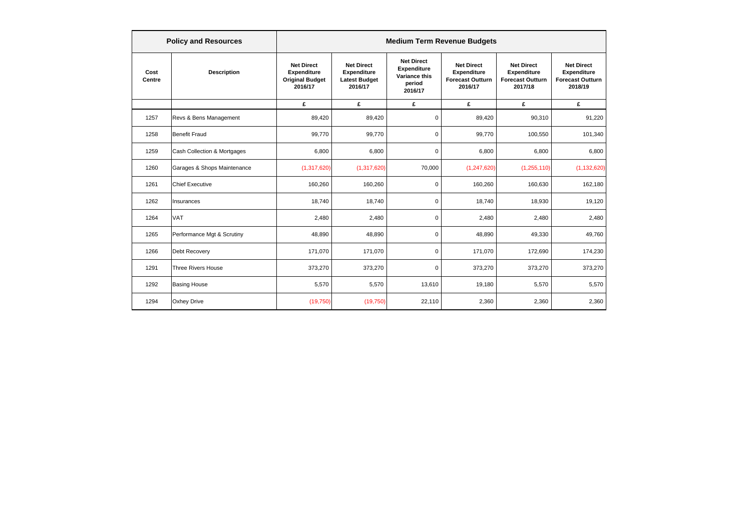| Policy and Resources | | Medium Term Revenue Budgets | | | | | |
|---|---|---|---|---|---|---|---|
| Cost Centre | Description | Net Direct Expenditure Original Budget 2016/17 | Net Direct Expenditure Latest Budget 2016/17 | Net Direct Expenditure Variance this period 2016/17 | Net Direct Expenditure Forecast Outturn 2016/17 | Net Direct Expenditure Forecast Outturn 2017/18 | Net Direct Expenditure Forecast Outturn 2018/19 |
| | | £ | £ | £ | £ | £ | £ |
| 1257 | Revs & Bens Management | 89,420 | 89,420 | 0 | 89,420 | 90,310 | 91,220 |
| 1258 | Benefit Fraud | 99,770 | 99,770 | 0 | 99,770 | 100,550 | 101,340 |
| 1259 | Cash Collection & Mortgages | 6,800 | 6,800 | 0 | 6,800 | 6,800 | 6,800 |
| 1260 | Garages & Shops Maintenance | (1,317,620) | (1,317,620) | 70,000 | (1,247,620) | (1,255,110) | (1,132,620) |
| 1261 | Chief Executive | 160,260 | 160,260 | 0 | 160,260 | 160,630 | 162,180 |
| 1262 | Insurances | 18,740 | 18,740 | 0 | 18,740 | 18,930 | 19,120 |
| 1264 | VAT | 2,480 | 2,480 | 0 | 2,480 | 2,480 | 2,480 |
| 1265 | Performance Mgt & Scrutiny | 48,890 | 48,890 | 0 | 48,890 | 49,330 | 49,760 |
| 1266 | Debt Recovery | 171,070 | 171,070 | 0 | 171,070 | 172,690 | 174,230 |
| 1291 | Three Rivers House | 373,270 | 373,270 | 0 | 373,270 | 373,270 | 373,270 |
| 1292 | Basing House | 5,570 | 5,570 | 13,610 | 19,180 | 5,570 | 5,570 |
| 1294 | Oxhey Drive | (19,750) | (19,750) | 22,110 | 2,360 | 2,360 | 2,360 |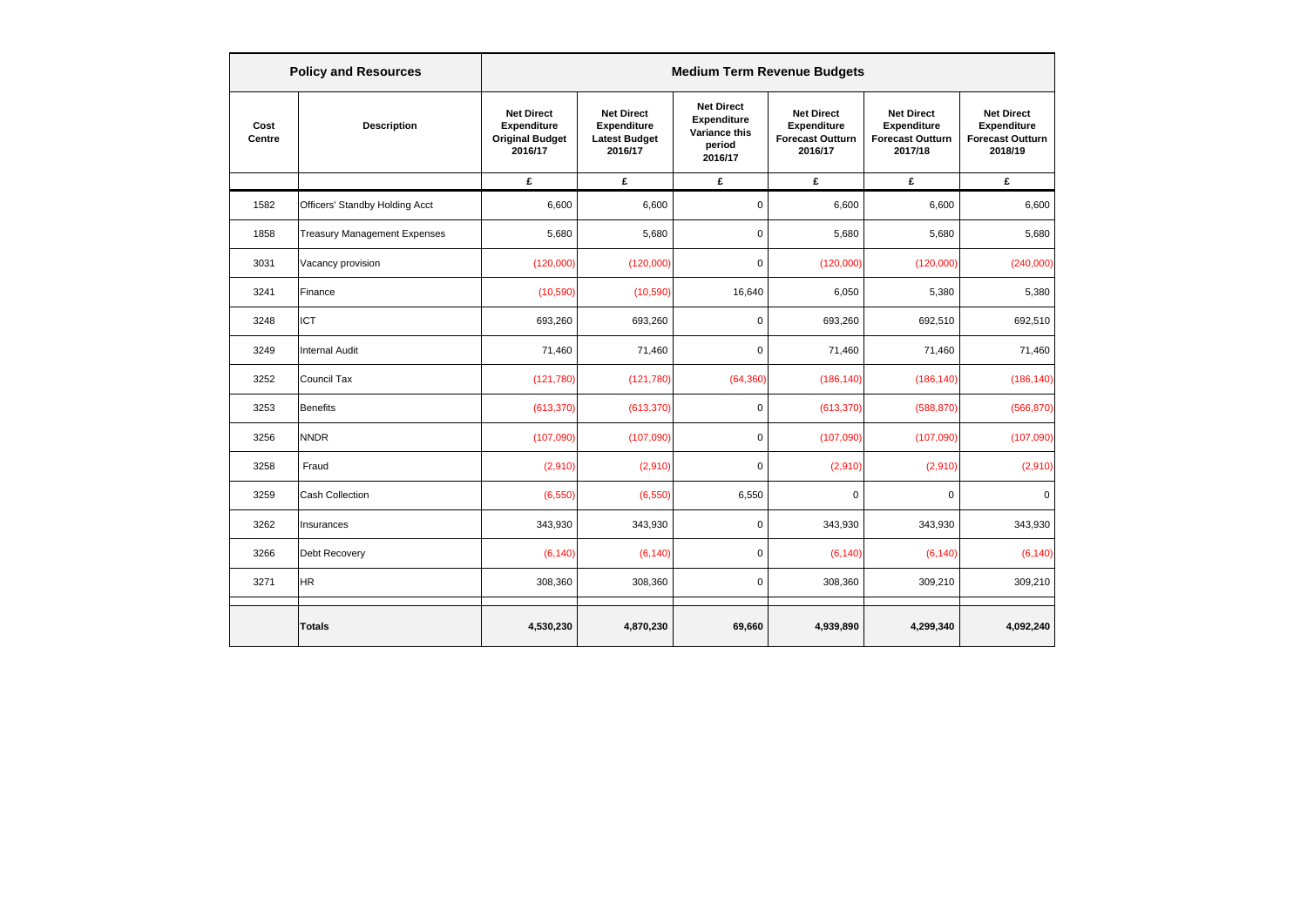| Policy and Resources | | Medium Term Revenue Budgets | | | | | |
|---|---|---|---|---|---|---|---|
| Cost Centre | Description | Net Direct Expenditure Original Budget 2016/17 | Net Direct Expenditure Latest Budget 2016/17 | Net Direct Expenditure Variance this period 2016/17 | Net Direct Expenditure Forecast Outturn 2016/17 | Net Direct Expenditure Forecast Outturn 2017/18 | Net Direct Expenditure Forecast Outturn 2018/19 |
| | | £ | £ | £ | £ | £ | £ |
| 1582 | Officers' Standby Holding Acct | 6,600 | 6,600 | 0 | 6,600 | 6,600 | 6,600 |
| 1858 | Treasury Management Expenses | 5,680 | 5,680 | 0 | 5,680 | 5,680 | 5,680 |
| 3031 | Vacancy provision | (120,000) | (120,000) | 0 | (120,000) | (120,000) | (240,000) |
| 3241 | Finance | (10,590) | (10,590) | 16,640 | 6,050 | 5,380 | 5,380 |
| 3248 | ICT | 693,260 | 693,260 | 0 | 693,260 | 692,510 | 692,510 |
| 3249 | Internal Audit | 71,460 | 71,460 | 0 | 71,460 | 71,460 | 71,460 |
| 3252 | Council Tax | (121,780) | (121,780) | (64,360) | (186,140) | (186,140) | (186,140) |
| 3253 | Benefits | (613,370) | (613,370) | 0 | (613,370) | (588,870) | (566,870) |
| 3256 | NNDR | (107,090) | (107,090) | 0 | (107,090) | (107,090) | (107,090) |
| 3258 | Fraud | (2,910) | (2,910) | 0 | (2,910) | (2,910) | (2,910) |
| 3259 | Cash Collection | (6,550) | (6,550) | 6,550 | 0 | 0 | 0 |
| 3262 | Insurances | 343,930 | 343,930 | 0 | 343,930 | 343,930 | 343,930 |
| 3266 | Debt Recovery | (6,140) | (6,140) | 0 | (6,140) | (6,140) | (6,140) |
| 3271 | HR | 308,360 | 308,360 | 0 | 308,360 | 309,210 | 309,210 |
| | **Totals** | **4,530,230** | **4,870,230** | **69,660** | **4,939,890** | **4,299,340** | **4,092,240** |